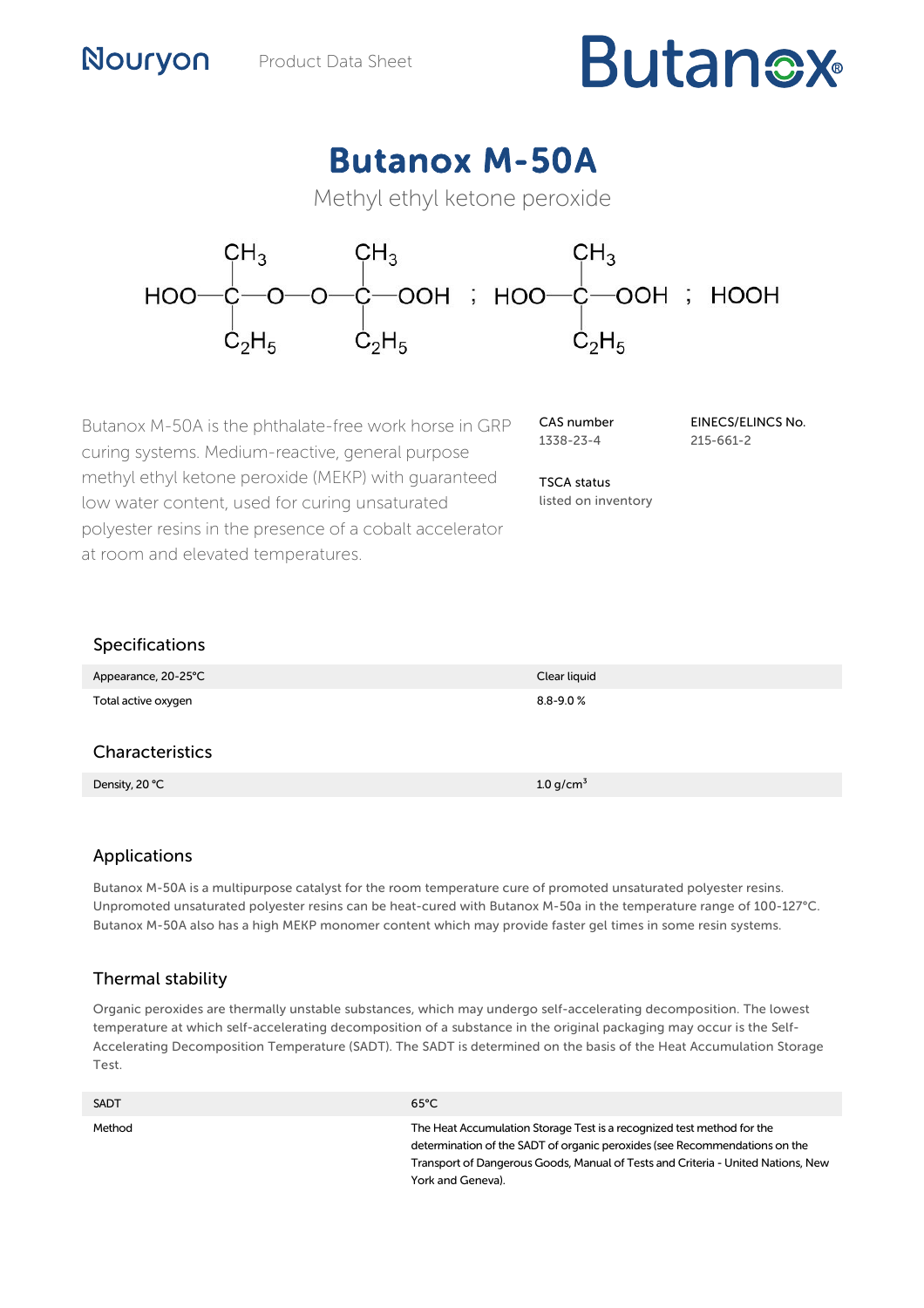Nouryon Product Data Sheet

# Butanox M-50A

Methyl ethyl ketone peroxide

$$HOO-C(CH_3)(C_2H_5)-O-O-C(CH_3)(C_2H_5)-OOH \;;\; HOO-C(CH_3)(C_2H_5)-OOH \;;\; HOOH$$

Butanox M-50A is the phthalate-free work horse in GRP curing systems. Medium-reactive, general purpose methyl ethyl ketone peroxide (MEKP) with guaranteed low water content, used for curing unsaturated polyester resins in the presence of a cobalt accelerator at room and elevated temperatures.

CAS number
1338-23-4

EINECS/ELINCS No.
215-661-2

TSCA status
listed on inventory

## Specifications

| | |
|---|---|
| Appearance, 20-25°C | Clear liquid |
| Total active oxygen | 8.8-9.0 % |

## Characteristics

| | |
|---|---|
| Density, 20 °C | 1.0 g/cm³ |

## Applications

Butanox M-50A is a multipurpose catalyst for the room temperature cure of promoted unsaturated polyester resins. Unpromoted unsaturated polyester resins can be heat-cured with Butanox M-50a in the temperature range of 100-127°C. Butanox M-50A also has a high MEKP monomer content which may provide faster gel times in some resin systems.

## Thermal stability

Organic peroxides are thermally unstable substances, which may undergo self-accelerating decomposition. The lowest temperature at which self-accelerating decomposition of a substance in the original packaging may occur is the Self-Accelerating Decomposition Temperature (SADT). The SADT is determined on the basis of the Heat Accumulation Storage Test.

| | |
|---|---|
| SADT | 65°C |
| Method | The Heat Accumulation Storage Test is a recognized test method for the determination of the SADT of organic peroxides (see Recommendations on the Transport of Dangerous Goods, Manual of Tests and Criteria - United Nations, New York and Geneva). |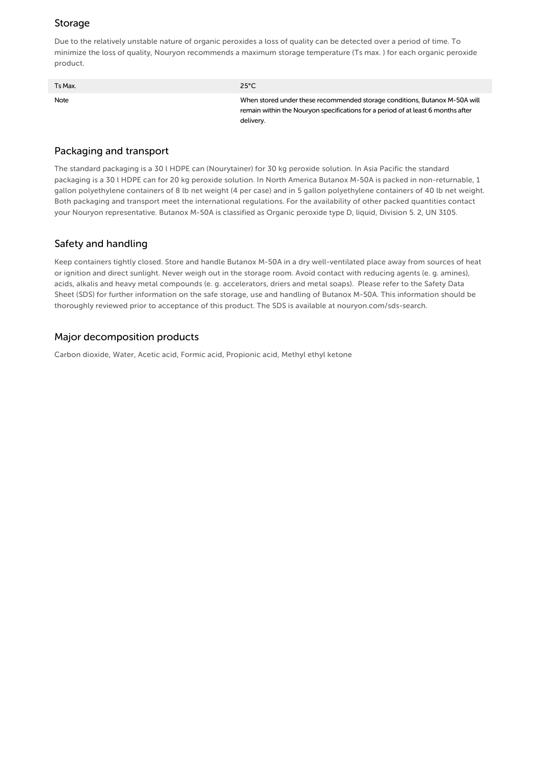## Storage

Due to the relatively unstable nature of organic peroxides a loss of quality can be detected over a period of time. To minimize the loss of quality, Nouryon recommends a maximum storage temperature (Ts max. ) for each organic peroxide product.

| | |
|---|---|
| Ts Max. | 25°C |
| Note | When stored under these recommended storage conditions, Butanox M-50A will remain within the Nouryon specifications for a period of at least 6 months after delivery. |

## Packaging and transport

The standard packaging is a 30 l HDPE can (Nourytainer) for 30 kg peroxide solution. In Asia Pacific the standard packaging is a 30 l HDPE can for 20 kg peroxide solution. In North America Butanox M-50A is packed in non-returnable, 1 gallon polyethylene containers of 8 lb net weight (4 per case) and in 5 gallon polyethylene containers of 40 lb net weight. Both packaging and transport meet the international regulations. For the availability of other packed quantities contact your Nouryon representative. Butanox M-50A is classified as Organic peroxide type D, liquid, Division 5. 2, UN 3105.

## Safety and handling

Keep containers tightly closed. Store and handle Butanox M-50A in a dry well-ventilated place away from sources of heat or ignition and direct sunlight. Never weigh out in the storage room. Avoid contact with reducing agents (e. g. amines), acids, alkalis and heavy metal compounds (e. g. accelerators, driers and metal soaps). Please refer to the Safety Data Sheet (SDS) for further information on the safe storage, use and handling of Butanox M-50A. This information should be thoroughly reviewed prior to acceptance of this product. The SDS is available at nouryon.com/sds-search.

## Major decomposition products

Carbon dioxide, Water, Acetic acid, Formic acid, Propionic acid, Methyl ethyl ketone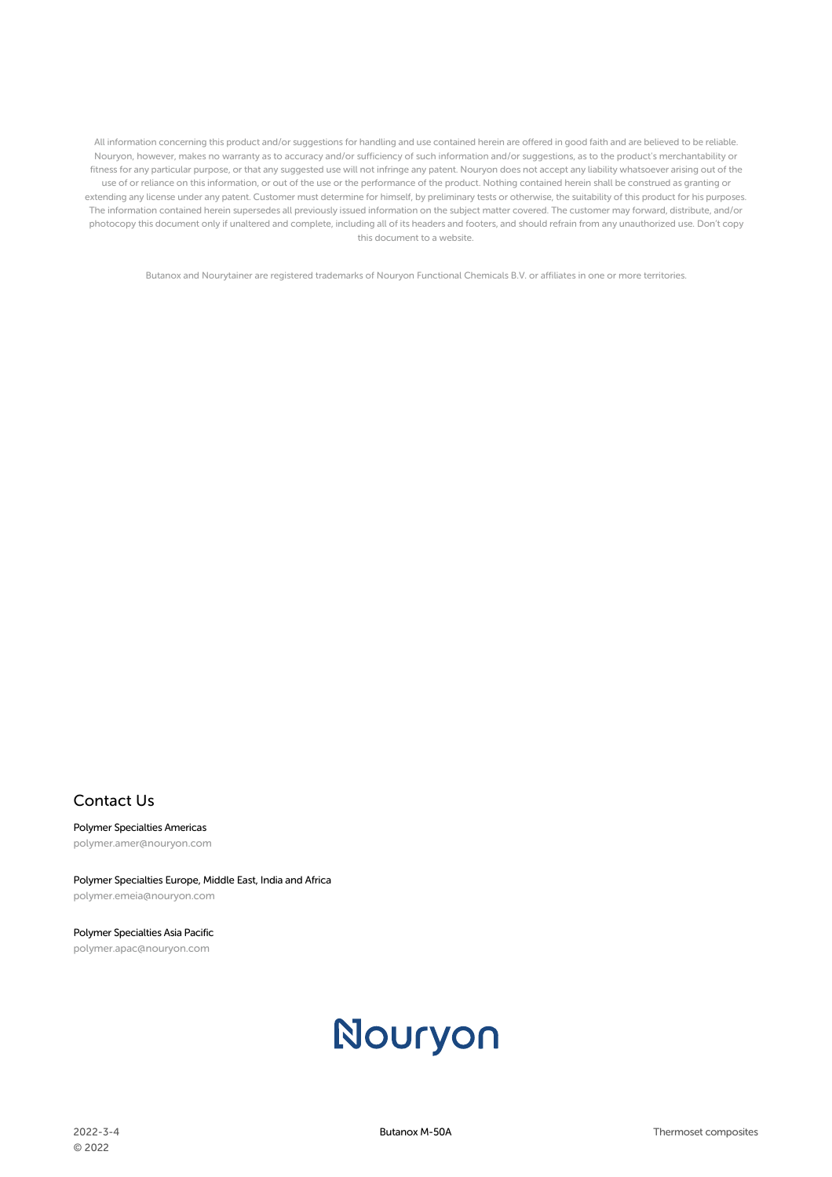All information concerning this product and/or suggestions for handling and use contained herein are offered in good faith and are believed to be reliable. Nouryon, however, makes no warranty as to accuracy and/or sufficiency of such information and/or suggestions, as to the product's merchantability or fitness for any particular purpose, or that any suggested use will not infringe any patent. Nouryon does not accept any liability whatsoever arising out of the use of or reliance on this information, or out of the use or the performance of the product. Nothing contained herein shall be construed as granting or extending any license under any patent. Customer must determine for himself, by preliminary tests or otherwise, the suitability of this product for his purposes. The information contained herein supersedes all previously issued information on the subject matter covered. The customer may forward, distribute, and/or photocopy this document only if unaltered and complete, including all of its headers and footers, and should refrain from any unauthorized use. Don't copy this document to a website.

Butanox and Nourytainer are registered trademarks of Nouryon Functional Chemicals B.V. or affiliates in one or more territories.

## Contact Us

Polymer Specialties Americas
polymer.amer@nouryon.com

Polymer Specialties Europe, Middle East, India and Africa
polymer.emeia@nouryon.com

Polymer Specialties Asia Pacific
polymer.apac@nouryon.com

Nouryon

2022-3-4
© 2022